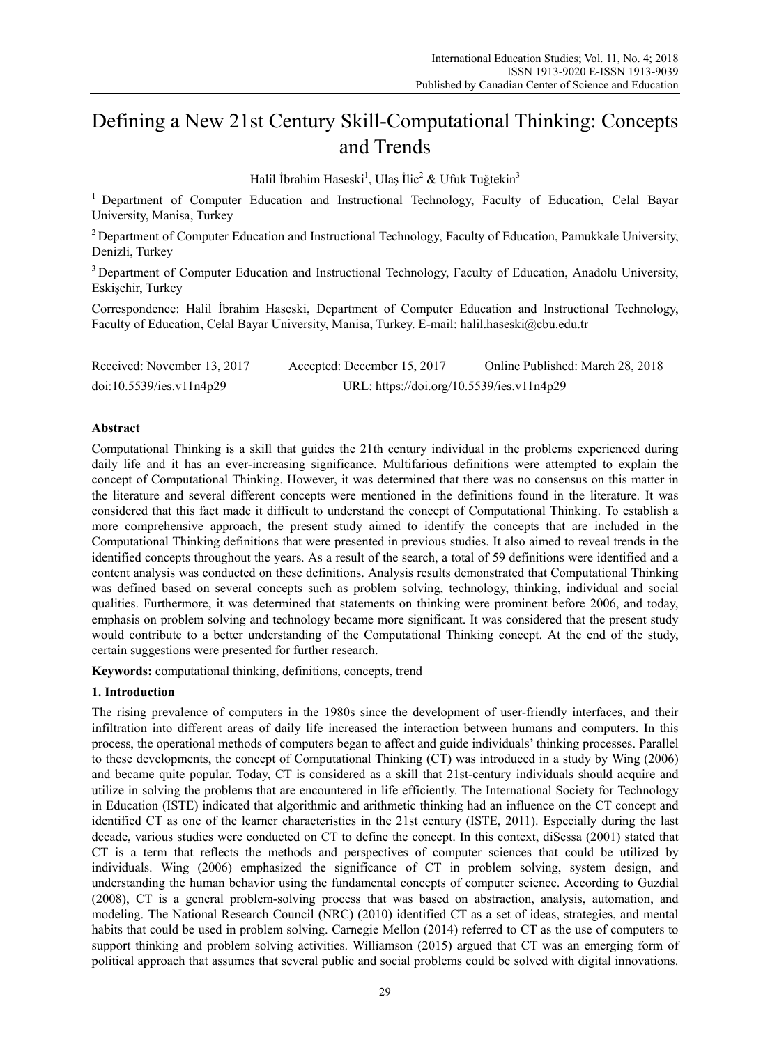# Defining a New 21st Century Skill-Computational Thinking: Concepts and Trends

Halil İbrahim Haseski[1], Ulaş İlic[2] & Ufuk Tuğtekin[3]

[1] Department of Computer Education and Instructional Technology, Faculty of Education, Celal Bayar University, Manisa, Turkey

[2] Department of Computer Education and Instructional Technology, Faculty of Education, Pamukkale University, Denizli, Turkey

[3] Department of Computer Education and Instructional Technology, Faculty of Education, Anadolu University, Eskişehir, Turkey

Correspondence: Halil İbrahim Haseski, Department of Computer Education and Instructional Technology, Faculty of Education, Celal Bayar University, Manisa, Turkey. E-mail: halil.haseski@cbu.edu.tr

Received: November 13, 2017 Accepted: December 15, 2017 Online Published: March 28, 2018

doi:10.5539/ies.v11n4p29 URL: https://doi.org/10.5539/ies.v11n4p29

## Abstract

Computational Thinking is a skill that guides the 21th century individual in the problems experienced during daily life and it has an ever-increasing significance. Multifarious definitions were attempted to explain the concept of Computational Thinking. However, it was determined that there was no consensus on this matter in the literature and several different concepts were mentioned in the definitions found in the literature. It was considered that this fact made it difficult to understand the concept of Computational Thinking. To establish a more comprehensive approach, the present study aimed to identify the concepts that are included in the Computational Thinking definitions that were presented in previous studies. It also aimed to reveal trends in the identified concepts throughout the years. As a result of the search, a total of 59 definitions were identified and a content analysis was conducted on these definitions. Analysis results demonstrated that Computational Thinking was defined based on several concepts such as problem solving, technology, thinking, individual and social qualities. Furthermore, it was determined that statements on thinking were prominent before 2006, and today, emphasis on problem solving and technology became more significant. It was considered that the present study would contribute to a better understanding of the Computational Thinking concept. At the end of the study, certain suggestions were presented for further research.

**Keywords:** computational thinking, definitions, concepts, trend

## 1. Introduction

The rising prevalence of computers in the 1980s since the development of user-friendly interfaces, and their infiltration into different areas of daily life increased the interaction between humans and computers. In this process, the operational methods of computers began to affect and guide individuals' thinking processes. Parallel to these developments, the concept of Computational Thinking (CT) was introduced in a study by Wing (2006) and became quite popular. Today, CT is considered as a skill that 21st-century individuals should acquire and utilize in solving the problems that are encountered in life efficiently. The International Society for Technology in Education (ISTE) indicated that algorithmic and arithmetic thinking had an influence on the CT concept and identified CT as one of the learner characteristics in the 21st century (ISTE, 2011). Especially during the last decade, various studies were conducted on CT to define the concept. In this context, diSessa (2001) stated that CT is a term that reflects the methods and perspectives of computer sciences that could be utilized by individuals. Wing (2006) emphasized the significance of CT in problem solving, system design, and understanding the human behavior using the fundamental concepts of computer science. According to Guzdial (2008), CT is a general problem-solving process that was based on abstraction, analysis, automation, and modeling. The National Research Council (NRC) (2010) identified CT as a set of ideas, strategies, and mental habits that could be used in problem solving. Carnegie Mellon (2014) referred to CT as the use of computers to support thinking and problem solving activities. Williamson (2015) argued that CT was an emerging form of political approach that assumes that several public and social problems could be solved with digital innovations.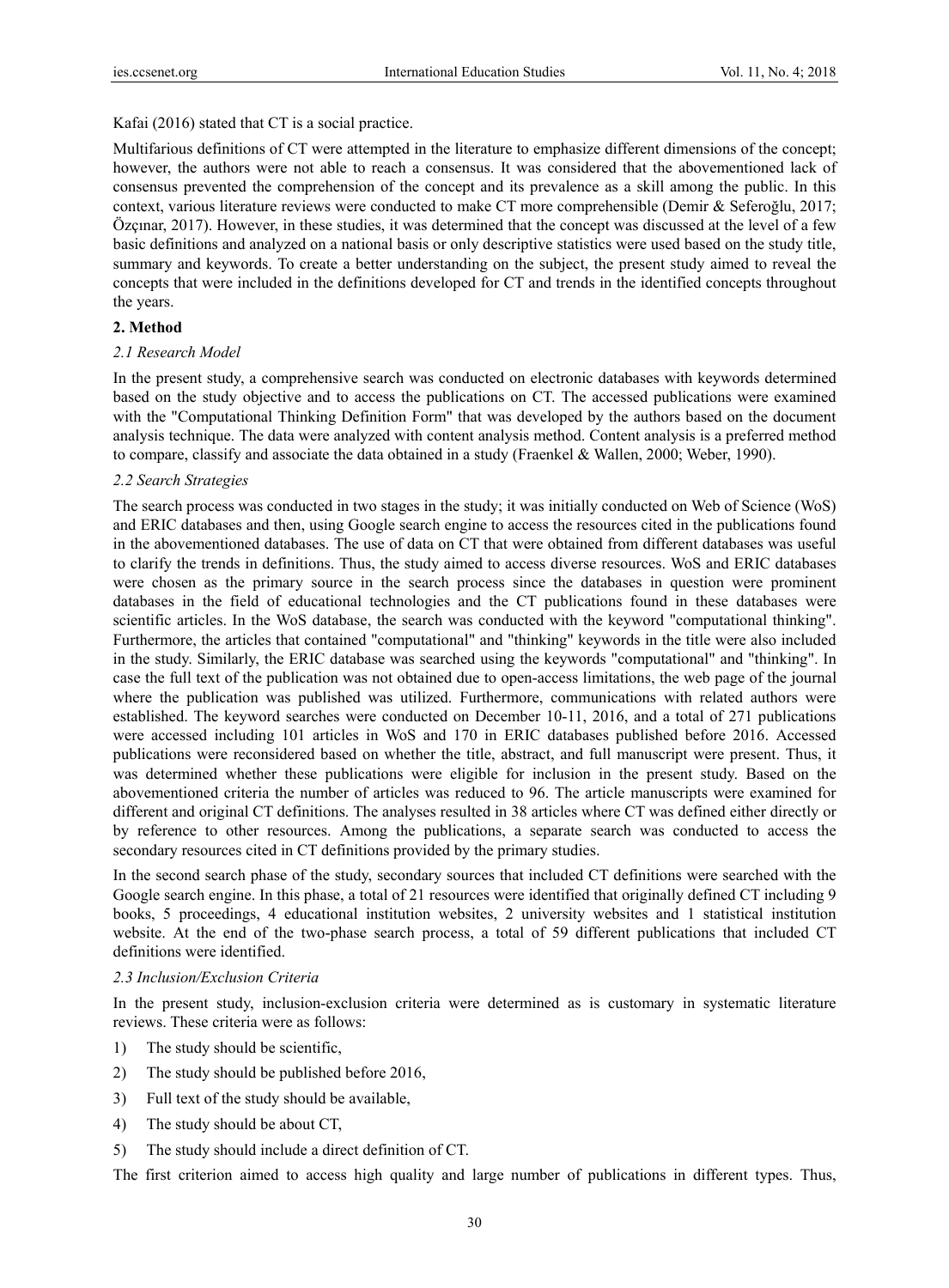Kafai (2016) stated that CT is a social practice.

Multifarious definitions of CT were attempted in the literature to emphasize different dimensions of the concept; however, the authors were not able to reach a consensus. It was considered that the abovementioned lack of consensus prevented the comprehension of the concept and its prevalence as a skill among the public. In this context, various literature reviews were conducted to make CT more comprehensible (Demir & Seferoğlu, 2017; Özçınar, 2017). However, in these studies, it was determined that the concept was discussed at the level of a few basic definitions and analyzed on a national basis or only descriptive statistics were used based on the study title, summary and keywords. To create a better understanding on the subject, the present study aimed to reveal the concepts that were included in the definitions developed for CT and trends in the identified concepts throughout the years.

## 2. Method

### *2.1 Research Model*

In the present study, a comprehensive search was conducted on electronic databases with keywords determined based on the study objective and to access the publications on CT. The accessed publications were examined with the "Computational Thinking Definition Form" that was developed by the authors based on the document analysis technique. The data were analyzed with content analysis method. Content analysis is a preferred method to compare, classify and associate the data obtained in a study (Fraenkel & Wallen, 2000; Weber, 1990).

### *2.2 Search Strategies*

The search process was conducted in two stages in the study; it was initially conducted on Web of Science (WoS) and ERIC databases and then, using Google search engine to access the resources cited in the publications found in the abovementioned databases. The use of data on CT that were obtained from different databases was useful to clarify the trends in definitions. Thus, the study aimed to access diverse resources. WoS and ERIC databases were chosen as the primary source in the search process since the databases in question were prominent databases in the field of educational technologies and the CT publications found in these databases were scientific articles. In the WoS database, the search was conducted with the keyword "computational thinking". Furthermore, the articles that contained "computational" and "thinking" keywords in the title were also included in the study. Similarly, the ERIC database was searched using the keywords "computational" and "thinking". In case the full text of the publication was not obtained due to open-access limitations, the web page of the journal where the publication was published was utilized. Furthermore, communications with related authors were established. The keyword searches were conducted on December 10-11, 2016, and a total of 271 publications were accessed including 101 articles in WoS and 170 in ERIC databases published before 2016. Accessed publications were reconsidered based on whether the title, abstract, and full manuscript were present. Thus, it was determined whether these publications were eligible for inclusion in the present study. Based on the abovementioned criteria the number of articles was reduced to 96. The article manuscripts were examined for different and original CT definitions. The analyses resulted in 38 articles where CT was defined either directly or by reference to other resources. Among the publications, a separate search was conducted to access the secondary resources cited in CT definitions provided by the primary studies.

In the second search phase of the study, secondary sources that included CT definitions were searched with the Google search engine. In this phase, a total of 21 resources were identified that originally defined CT including 9 books, 5 proceedings, 4 educational institution websites, 2 university websites and 1 statistical institution website. At the end of the two-phase search process, a total of 59 different publications that included CT definitions were identified.

### *2.3 Inclusion/Exclusion Criteria*

In the present study, inclusion-exclusion criteria were determined as is customary in systematic literature reviews. These criteria were as follows:

1) The study should be scientific,
2) The study should be published before 2016,
3) Full text of the study should be available,
4) The study should be about CT,
5) The study should include a direct definition of CT.

The first criterion aimed to access high quality and large number of publications in different types. Thus,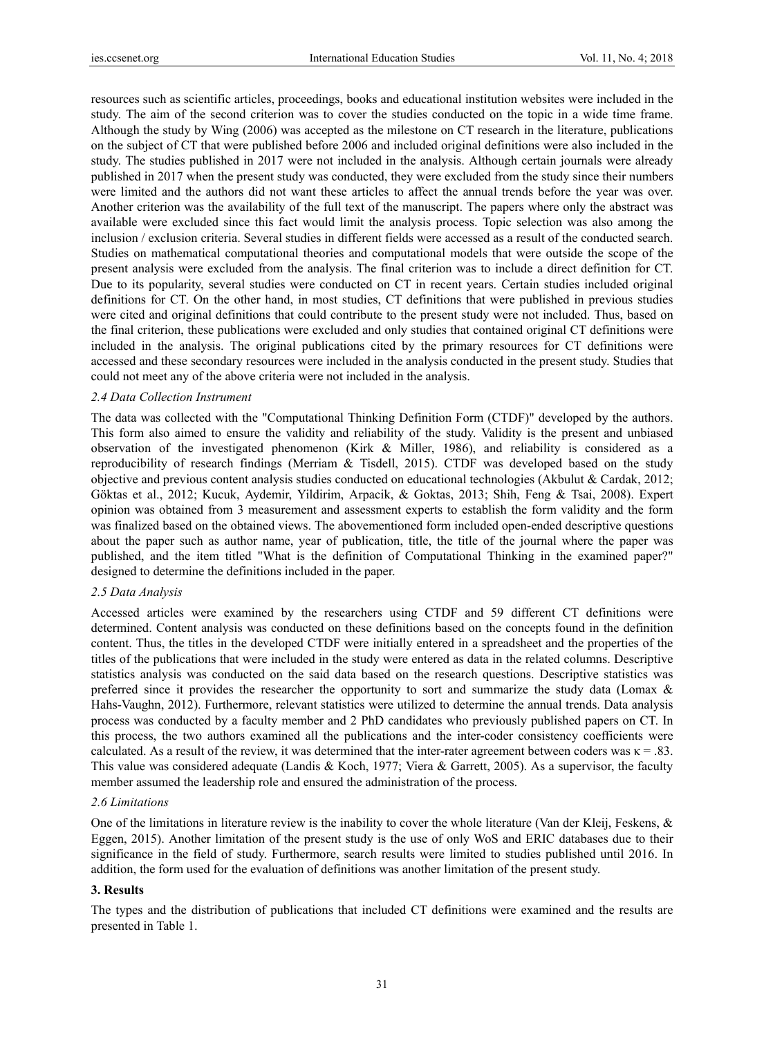resources such as scientific articles, proceedings, books and educational institution websites were included in the study. The aim of the second criterion was to cover the studies conducted on the topic in a wide time frame. Although the study by Wing (2006) was accepted as the milestone on CT research in the literature, publications on the subject of CT that were published before 2006 and included original definitions were also included in the study. The studies published in 2017 were not included in the analysis. Although certain journals were already published in 2017 when the present study was conducted, they were excluded from the study since their numbers were limited and the authors did not want these articles to affect the annual trends before the year was over. Another criterion was the availability of the full text of the manuscript. The papers where only the abstract was available were excluded since this fact would limit the analysis process. Topic selection was also among the inclusion / exclusion criteria. Several studies in different fields were accessed as a result of the conducted search. Studies on mathematical computational theories and computational models that were outside the scope of the present analysis were excluded from the analysis. The final criterion was to include a direct definition for CT. Due to its popularity, several studies were conducted on CT in recent years. Certain studies included original definitions for CT. On the other hand, in most studies, CT definitions that were published in previous studies were cited and original definitions that could contribute to the present study were not included. Thus, based on the final criterion, these publications were excluded and only studies that contained original CT definitions were included in the analysis. The original publications cited by the primary resources for CT definitions were accessed and these secondary resources were included in the analysis conducted in the present study. Studies that could not meet any of the above criteria were not included in the analysis.

### *2.4 Data Collection Instrument*

The data was collected with the "Computational Thinking Definition Form (CTDF)" developed by the authors. This form also aimed to ensure the validity and reliability of the study. Validity is the present and unbiased observation of the investigated phenomenon (Kirk & Miller, 1986), and reliability is considered as a reproducibility of research findings (Merriam & Tisdell, 2015). CTDF was developed based on the study objective and previous content analysis studies conducted on educational technologies (Akbulut & Cardak, 2012; Göktas et al., 2012; Kucuk, Aydemir, Yildirim, Arpacik, & Goktas, 2013; Shih, Feng & Tsai, 2008). Expert opinion was obtained from 3 measurement and assessment experts to establish the form validity and the form was finalized based on the obtained views. The abovementioned form included open-ended descriptive questions about the paper such as author name, year of publication, title, the title of the journal where the paper was published, and the item titled "What is the definition of Computational Thinking in the examined paper?" designed to determine the definitions included in the paper.

### *2.5 Data Analysis*

Accessed articles were examined by the researchers using CTDF and 59 different CT definitions were determined. Content analysis was conducted on these definitions based on the concepts found in the definition content. Thus, the titles in the developed CTDF were initially entered in a spreadsheet and the properties of the titles of the publications that were included in the study were entered as data in the related columns. Descriptive statistics analysis was conducted on the said data based on the research questions. Descriptive statistics was preferred since it provides the researcher the opportunity to sort and summarize the study data (Lomax & Hahs-Vaughn, 2012). Furthermore, relevant statistics were utilized to determine the annual trends. Data analysis process was conducted by a faculty member and 2 PhD candidates who previously published papers on CT. In this process, the two authors examined all the publications and the inter-coder consistency coefficients were calculated. As a result of the review, it was determined that the inter-rater agreement between coders was $\kappa = .83$. This value was considered adequate (Landis & Koch, 1977; Viera & Garrett, 2005). As a supervisor, the faculty member assumed the leadership role and ensured the administration of the process.

### *2.6 Limitations*

One of the limitations in literature review is the inability to cover the whole literature (Van der Kleij, Feskens, & Eggen, 2015). Another limitation of the present study is the use of only WoS and ERIC databases due to their significance in the field of study. Furthermore, search results were limited to studies published until 2016. In addition, the form used for the evaluation of definitions was another limitation of the present study.

## **3. Results**

The types and the distribution of publications that included CT definitions were examined and the results are presented in Table 1.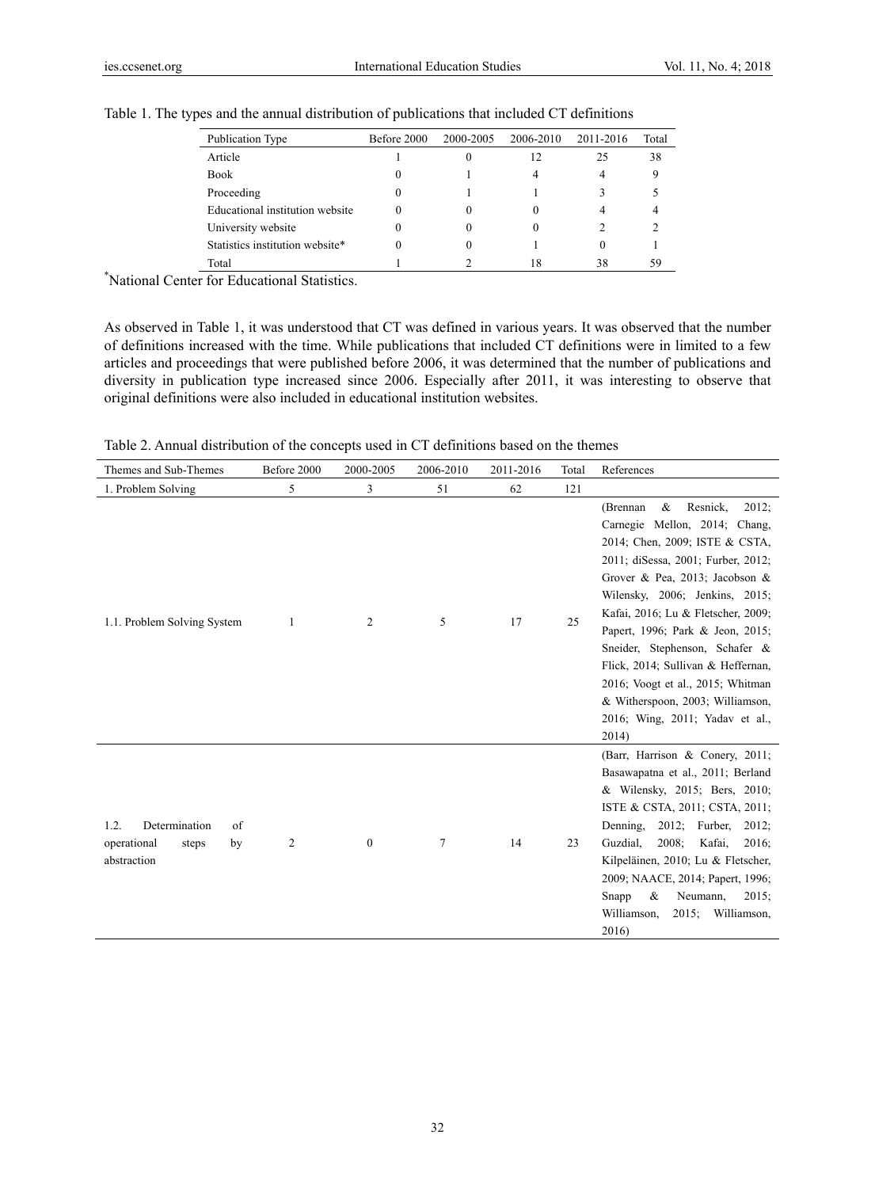Table 1. The types and the annual distribution of publications that included CT definitions

| Publication Type | Before 2000 | 2000-2005 | 2006-2010 | 2011-2016 | Total |
|---|---|---|---|---|---|
| Article | 1 | 0 | 12 | 25 | 38 |
| Book | 0 | 1 | 4 | 4 | 9 |
| Proceeding | 0 | 1 | 1 | 3 | 5 |
| Educational institution website | 0 | 0 | 0 | 4 | 4 |
| University website | 0 | 0 | 0 | 2 | 2 |
| Statistics institution website* | 0 | 0 | 1 | 0 | 1 |
| Total | 1 | 2 | 18 | 38 | 59 |

*National Center for Educational Statistics.

As observed in Table 1, it was understood that CT was defined in various years. It was observed that the number of definitions increased with the time. While publications that included CT definitions were in limited to a few articles and proceedings that were published before 2006, it was determined that the number of publications and diversity in publication type increased since 2006. Especially after 2011, it was interesting to observe that original definitions were also included in educational institution websites.

Table 2. Annual distribution of the concepts used in CT definitions based on the themes

| Themes and Sub-Themes | Before 2000 | 2000-2005 | 2006-2010 | 2011-2016 | Total | References |
|---|---|---|---|---|---|---|
| 1. Problem Solving | 5 | 3 | 51 | 62 | 121 | |
| 1.1. Problem Solving System | 1 | 2 | 5 | 17 | 25 | (Brennan & Resnick, 2012; Carnegie Mellon, 2014; Chang, 2014; Chen, 2009; ISTE & CSTA, 2011; diSessa, 2001; Furber, 2012; Grover & Pea, 2013; Jacobson & Wilensky, 2006; Jenkins, 2015; Kafai, 2016; Lu & Fletscher, 2009; Papert, 1996; Park & Jeon, 2015; Sneider, Stephenson, Schafer & Flick, 2014; Sullivan & Heffernan, 2016; Voogt et al., 2015; Whitman & Witherspoon, 2003; Williamson, 2016; Wing, 2011; Yadav et al., 2014) |
| 1.2. Determination of operational steps by abstraction | 2 | 0 | 7 | 14 | 23 | (Barr, Harrison & Conery, 2011; Basawapatna et al., 2011; Berland & Wilensky, 2015; Bers, 2010; ISTE & CSTA, 2011; CSTA, 2011; Denning, 2012; Furber, 2012; Guzdial, 2008; Kafai, 2016; Kilpeläinen, 2010; Lu & Fletscher, 2009; NAACE, 2014; Papert, 1996; Snapp & Neumann, 2015; Williamson, 2015; Williamson, 2016) |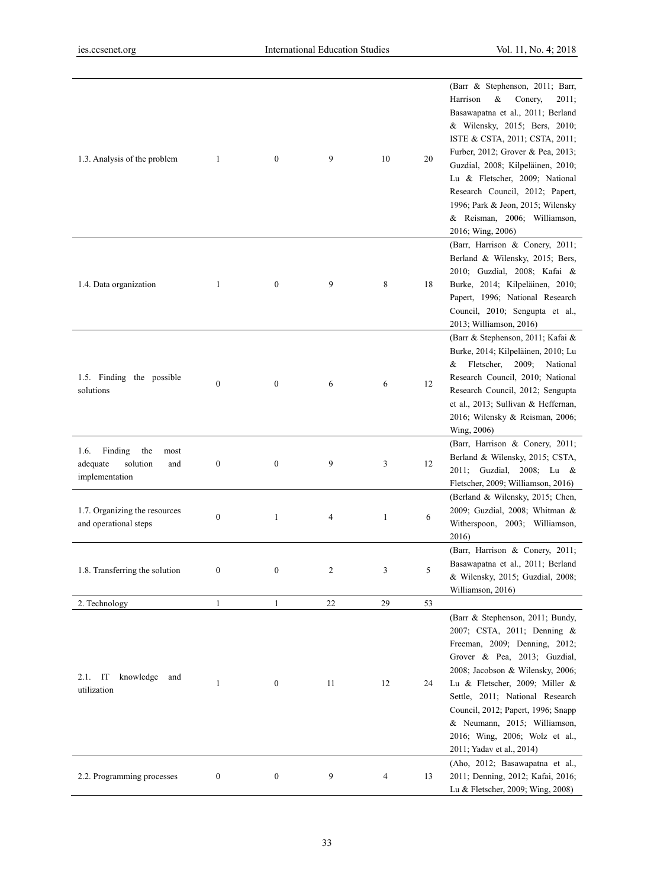| | | | | | | |
|---|---|---|---|---|---|---|
| 1.3. Analysis of the problem | 1 | 0 | 9 | 10 | 20 | (Barr & Stephenson, 2011; Barr, Harrison & Conery, 2011; Basawapatna et al., 2011; Berland & Wilensky, 2015; Bers, 2010; ISTE & CSTA, 2011; CSTA, 2011; Furber, 2012; Grover & Pea, 2013; Guzdial, 2008; Kilpeläinen, 2010; Lu & Fletscher, 2009; National Research Council, 2012; Papert, 1996; Park & Jeon, 2015; Wilensky & Reisman, 2006; Williamson, 2016; Wing, 2006) |
| 1.4. Data organization | 1 | 0 | 9 | 8 | 18 | (Barr, Harrison & Conery, 2011; Berland & Wilensky, 2015; Bers, 2010; Guzdial, 2008; Kafai & Burke, 2014; Kilpeläinen, 2010; Papert, 1996; National Research Council, 2010; Sengupta et al., 2013; Williamson, 2016) |
| 1.5. Finding the possible solutions | 0 | 0 | 6 | 6 | 12 | (Barr & Stephenson, 2011; Kafai & Burke, 2014; Kilpeläinen, 2010; Lu & Fletscher, 2009; National Research Council, 2010; National Research Council, 2012; Sengupta et al., 2013; Sullivan & Heffernan, 2016; Wilensky & Reisman, 2006; Wing, 2006) |
| 1.6. Finding the most adequate solution and implementation | 0 | 0 | 9 | 3 | 12 | (Barr, Harrison & Conery, 2011; Berland & Wilensky, 2015; CSTA, 2011; Guzdial, 2008; Lu & Fletscher, 2009; Williamson, 2016) |
| 1.7. Organizing the resources and operational steps | 0 | 1 | 4 | 1 | 6 | (Berland & Wilensky, 2015; Chen, 2009; Guzdial, 2008; Whitman & Witherspoon, 2003; Williamson, 2016) |
| 1.8. Transferring the solution | 0 | 0 | 2 | 3 | 5 | (Barr, Harrison & Conery, 2011; Basawapatna et al., 2011; Berland & Wilensky, 2015; Guzdial, 2008; Williamson, 2016) |
| 2. Technology | 1 | 1 | 22 | 29 | 53 | |
| 2.1. IT knowledge and utilization | 1 | 0 | 11 | 12 | 24 | (Barr & Stephenson, 2011; Bundy, 2007; CSTA, 2011; Denning & Freeman, 2009; Denning, 2012; Grover & Pea, 2013; Guzdial, 2008; Jacobson & Wilensky, 2006; Lu & Fletscher, 2009; Miller & Settle, 2011; National Research Council, 2012; Papert, 1996; Snapp & Neumann, 2015; Williamson, 2016; Wing, 2006; Wolz et al., 2011; Yadav et al., 2014) |
| 2.2. Programming processes | 0 | 0 | 9 | 4 | 13 | (Aho, 2012; Basawapatna et al., 2011; Denning, 2012; Kafai, 2016; Lu & Fletscher, 2009; Wing, 2008) |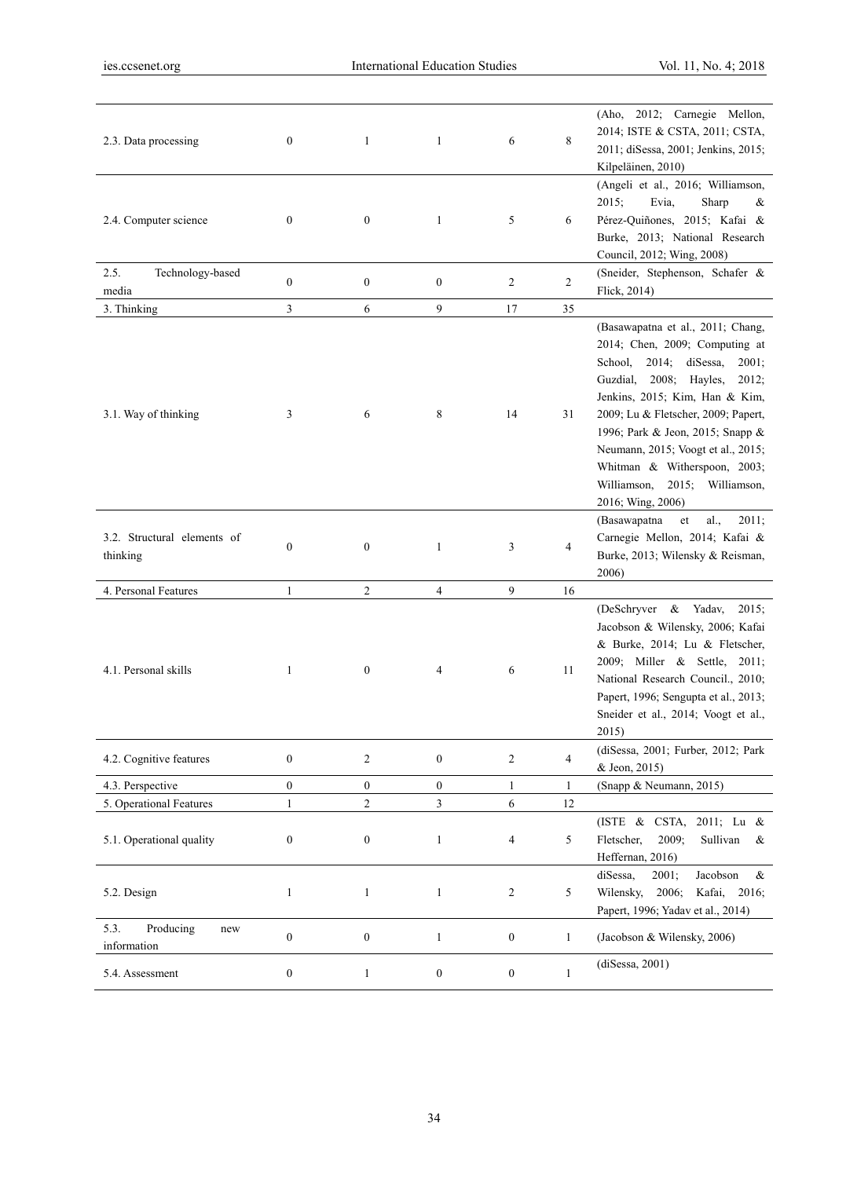| | | | | | | |
|---|---|---|---|---|---|---|
| 2.3. Data processing | 0 | 1 | 1 | 6 | 8 | (Aho, 2012; Carnegie Mellon, 2014; ISTE & CSTA, 2011; CSTA, 2011; diSessa, 2001; Jenkins, 2015; Kilpeläinen, 2010) |
| 2.4. Computer science | 0 | 0 | 1 | 5 | 6 | (Angeli et al., 2016; Williamson, 2015; Evia, Sharp & Pérez-Quiñones, 2015; Kafai & Burke, 2013; National Research Council, 2012; Wing, 2008) |
| 2.5. Technology-based media | 0 | 0 | 0 | 2 | 2 | (Sneider, Stephenson, Schafer & Flick, 2014) |
| 3. Thinking | 3 | 6 | 9 | 17 | 35 | |
| 3.1. Way of thinking | 3 | 6 | 8 | 14 | 31 | (Basawapatna et al., 2011; Chang, 2014; Chen, 2009; Computing at School, 2014; diSessa, 2001; Guzdial, 2008; Hayles, 2012; Jenkins, 2015; Kim, Han & Kim, 2009; Lu & Fletscher, 2009; Papert, 1996; Park & Jeon, 2015; Snapp & Neumann, 2015; Voogt et al., 2015; Whitman & Witherspoon, 2003; Williamson, 2015; Williamson, 2016; Wing, 2006) |
| 3.2. Structural elements of thinking | 0 | 0 | 1 | 3 | 4 | (Basawapatna et al., 2011; Carnegie Mellon, 2014; Kafai & Burke, 2013; Wilensky & Reisman, 2006) |
| 4. Personal Features | 1 | 2 | 4 | 9 | 16 | |
| 4.1. Personal skills | 1 | 0 | 4 | 6 | 11 | (DeSchryver & Yadav, 2015; Jacobson & Wilensky, 2006; Kafai & Burke, 2014; Lu & Fletscher, 2009; Miller & Settle, 2011; National Research Council., 2010; Papert, 1996; Sengupta et al., 2013; Sneider et al., 2014; Voogt et al., 2015) |
| 4.2. Cognitive features | 0 | 2 | 0 | 2 | 4 | (diSessa, 2001; Furber, 2012; Park & Jeon, 2015) |
| 4.3. Perspective | 0 | 0 | 0 | 1 | 1 | (Snapp & Neumann, 2015) |
| 5. Operational Features | 1 | 2 | 3 | 6 | 12 | |
| 5.1. Operational quality | 0 | 0 | 1 | 4 | 5 | (ISTE & CSTA, 2011; Lu & Fletscher, 2009; Sullivan & Heffernan, 2016) |
| 5.2. Design | 1 | 1 | 1 | 2 | 5 | diSessa, 2001; Jacobson & Wilensky, 2006; Kafai, 2016; Papert, 1996; Yadav et al., 2014) |
| 5.3. Producing new information | 0 | 0 | 1 | 0 | 1 | (Jacobson & Wilensky, 2006) |
| 5.4. Assessment | 0 | 1 | 0 | 0 | 1 | (diSessa, 2001) |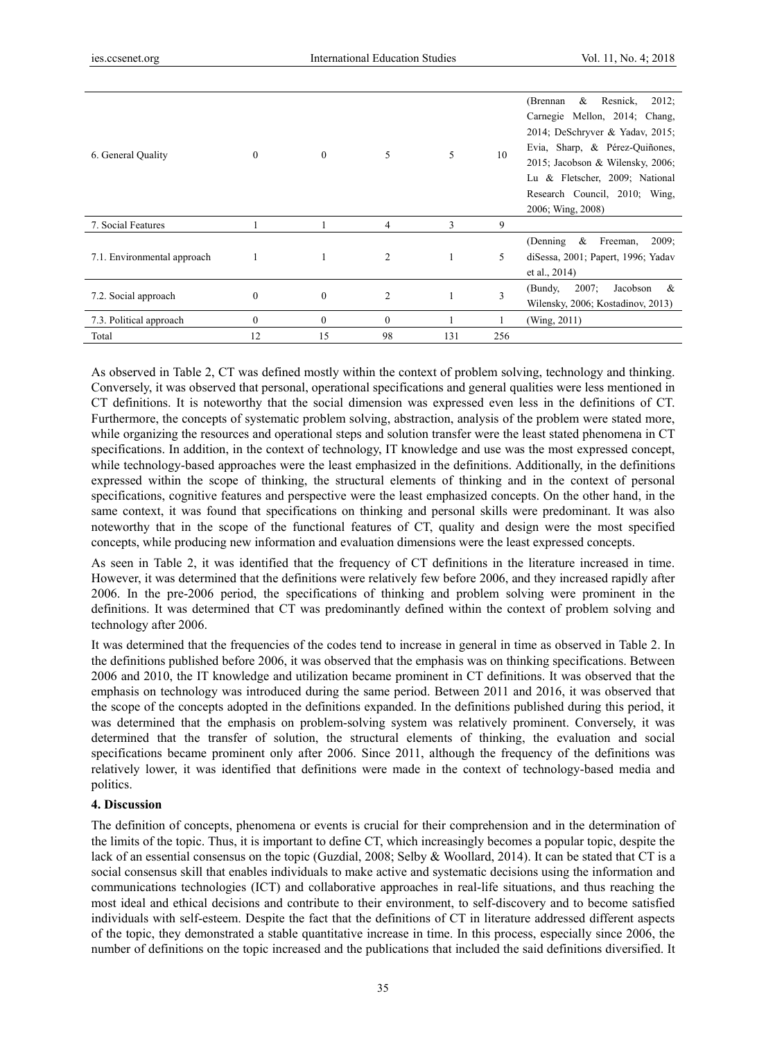| | | | | | | |
|---|---|---|---|---|---|---|
| 6. General Quality | 0 | 0 | 5 | 5 | 10 | (Brennan & Resnick, 2012; Carnegie Mellon, 2014; Chang, 2014; DeSchryver & Yadav, 2015; Evia, Sharp, & Pérez-Quiñones, 2015; Jacobson & Wilensky, 2006; Lu & Fletscher, 2009; National Research Council, 2010; Wing, 2006; Wing, 2008) |
| 7. Social Features | 1 | 1 | 4 | 3 | 9 | |
| 7.1. Environmental approach | 1 | 1 | 2 | 1 | 5 | (Denning & Freeman, 2009; diSessa, 2001; Papert, 1996; Yadav et al., 2014) |
| 7.2. Social approach | 0 | 0 | 2 | 1 | 3 | (Bundy, 2007; Jacobson & Wilensky, 2006; Kostadinov, 2013) |
| 7.3. Political approach | 0 | 0 | 0 | 1 | 1 | (Wing, 2011) |
| Total | 12 | 15 | 98 | 131 | 256 | |

As observed in Table 2, CT was defined mostly within the context of problem solving, technology and thinking. Conversely, it was observed that personal, operational specifications and general qualities were less mentioned in CT definitions. It is noteworthy that the social dimension was expressed even less in the definitions of CT. Furthermore, the concepts of systematic problem solving, abstraction, analysis of the problem were stated more, while organizing the resources and operational steps and solution transfer were the least stated phenomena in CT specifications. In addition, in the context of technology, IT knowledge and use was the most expressed concept, while technology-based approaches were the least emphasized in the definitions. Additionally, in the definitions expressed within the scope of thinking, the structural elements of thinking and in the context of personal specifications, cognitive features and perspective were the least emphasized concepts. On the other hand, in the same context, it was found that specifications on thinking and personal skills were predominant. It was also noteworthy that in the scope of the functional features of CT, quality and design were the most specified concepts, while producing new information and evaluation dimensions were the least expressed concepts.

As seen in Table 2, it was identified that the frequency of CT definitions in the literature increased in time. However, it was determined that the definitions were relatively few before 2006, and they increased rapidly after 2006. In the pre-2006 period, the specifications of thinking and problem solving were prominent in the definitions. It was determined that CT was predominantly defined within the context of problem solving and technology after 2006.

It was determined that the frequencies of the codes tend to increase in general in time as observed in Table 2. In the definitions published before 2006, it was observed that the emphasis was on thinking specifications. Between 2006 and 2010, the IT knowledge and utilization became prominent in CT definitions. It was observed that the emphasis on technology was introduced during the same period. Between 2011 and 2016, it was observed that the scope of the concepts adopted in the definitions expanded. In the definitions published during this period, it was determined that the emphasis on problem-solving system was relatively prominent. Conversely, it was determined that the transfer of solution, the structural elements of thinking, the evaluation and social specifications became prominent only after 2006. Since 2011, although the frequency of the definitions was relatively lower, it was identified that definitions were made in the context of technology-based media and politics.

### 4. Discussion

The definition of concepts, phenomena or events is crucial for their comprehension and in the determination of the limits of the topic. Thus, it is important to define CT, which increasingly becomes a popular topic, despite the lack of an essential consensus on the topic (Guzdial, 2008; Selby & Woollard, 2014). It can be stated that CT is a social consensus skill that enables individuals to make active and systematic decisions using the information and communications technologies (ICT) and collaborative approaches in real-life situations, and thus reaching the most ideal and ethical decisions and contribute to their environment, to self-discovery and to become satisfied individuals with self-esteem. Despite the fact that the definitions of CT in literature addressed different aspects of the topic, they demonstrated a stable quantitative increase in time. In this process, especially since 2006, the number of definitions on the topic increased and the publications that included the said definitions diversified. It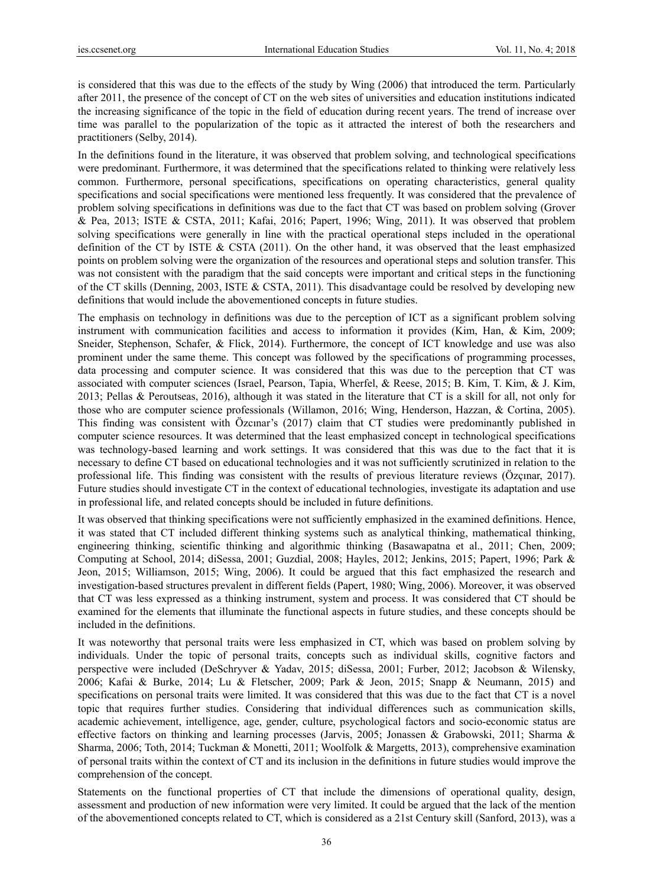is considered that this was due to the effects of the study by Wing (2006) that introduced the term. Particularly after 2011, the presence of the concept of CT on the web sites of universities and education institutions indicated the increasing significance of the topic in the field of education during recent years. The trend of increase over time was parallel to the popularization of the topic as it attracted the interest of both the researchers and practitioners (Selby, 2014).

In the definitions found in the literature, it was observed that problem solving, and technological specifications were predominant. Furthermore, it was determined that the specifications related to thinking were relatively less common. Furthermore, personal specifications, specifications on operating characteristics, general quality specifications and social specifications were mentioned less frequently. It was considered that the prevalence of problem solving specifications in definitions was due to the fact that CT was based on problem solving (Grover & Pea, 2013; ISTE & CSTA, 2011; Kafai, 2016; Papert, 1996; Wing, 2011). It was observed that problem solving specifications were generally in line with the practical operational steps included in the operational definition of the CT by ISTE & CSTA (2011). On the other hand, it was observed that the least emphasized points on problem solving were the organization of the resources and operational steps and solution transfer. This was not consistent with the paradigm that the said concepts were important and critical steps in the functioning of the CT skills (Denning, 2003, ISTE & CSTA, 2011). This disadvantage could be resolved by developing new definitions that would include the abovementioned concepts in future studies.

The emphasis on technology in definitions was due to the perception of ICT as a significant problem solving instrument with communication facilities and access to information it provides (Kim, Han, & Kim, 2009; Sneider, Stephenson, Schafer, & Flick, 2014). Furthermore, the concept of ICT knowledge and use was also prominent under the same theme. This concept was followed by the specifications of programming processes, data processing and computer science. It was considered that this was due to the perception that CT was associated with computer sciences (Israel, Pearson, Tapia, Wherfel, & Reese, 2015; B. Kim, T. Kim, & J. Kim, 2013; Pellas & Peroutseas, 2016), although it was stated in the literature that CT is a skill for all, not only for those who are computer science professionals (Willamon, 2016; Wing, Henderson, Hazzan, & Cortina, 2005). This finding was consistent with Özcınar's (2017) claim that CT studies were predominantly published in computer science resources. It was determined that the least emphasized concept in technological specifications was technology-based learning and work settings. It was considered that this was due to the fact that it is necessary to define CT based on educational technologies and it was not sufficiently scrutinized in relation to the professional life. This finding was consistent with the results of previous literature reviews (Özçınar, 2017). Future studies should investigate CT in the context of educational technologies, investigate its adaptation and use in professional life, and related concepts should be included in future definitions.

It was observed that thinking specifications were not sufficiently emphasized in the examined definitions. Hence, it was stated that CT included different thinking systems such as analytical thinking, mathematical thinking, engineering thinking, scientific thinking and algorithmic thinking (Basawapatna et al., 2011; Chen, 2009; Computing at School, 2014; diSessa, 2001; Guzdial, 2008; Hayles, 2012; Jenkins, 2015; Papert, 1996; Park & Jeon, 2015; Williamson, 2015; Wing, 2006). It could be argued that this fact emphasized the research and investigation-based structures prevalent in different fields (Papert, 1980; Wing, 2006). Moreover, it was observed that CT was less expressed as a thinking instrument, system and process. It was considered that CT should be examined for the elements that illuminate the functional aspects in future studies, and these concepts should be included in the definitions.

It was noteworthy that personal traits were less emphasized in CT, which was based on problem solving by individuals. Under the topic of personal traits, concepts such as individual skills, cognitive factors and perspective were included (DeSchryver & Yadav, 2015; diSessa, 2001; Furber, 2012; Jacobson & Wilensky, 2006; Kafai & Burke, 2014; Lu & Fletscher, 2009; Park & Jeon, 2015; Snapp & Neumann, 2015) and specifications on personal traits were limited. It was considered that this was due to the fact that CT is a novel topic that requires further studies. Considering that individual differences such as communication skills, academic achievement, intelligence, age, gender, culture, psychological factors and socio-economic status are effective factors on thinking and learning processes (Jarvis, 2005; Jonassen & Grabowski, 2011; Sharma & Sharma, 2006; Toth, 2014; Tuckman & Monetti, 2011; Woolfolk & Margetts, 2013), comprehensive examination of personal traits within the context of CT and its inclusion in the definitions in future studies would improve the comprehension of the concept.

Statements on the functional properties of CT that include the dimensions of operational quality, design, assessment and production of new information were very limited. It could be argued that the lack of the mention of the abovementioned concepts related to CT, which is considered as a 21st Century skill (Sanford, 2013), was a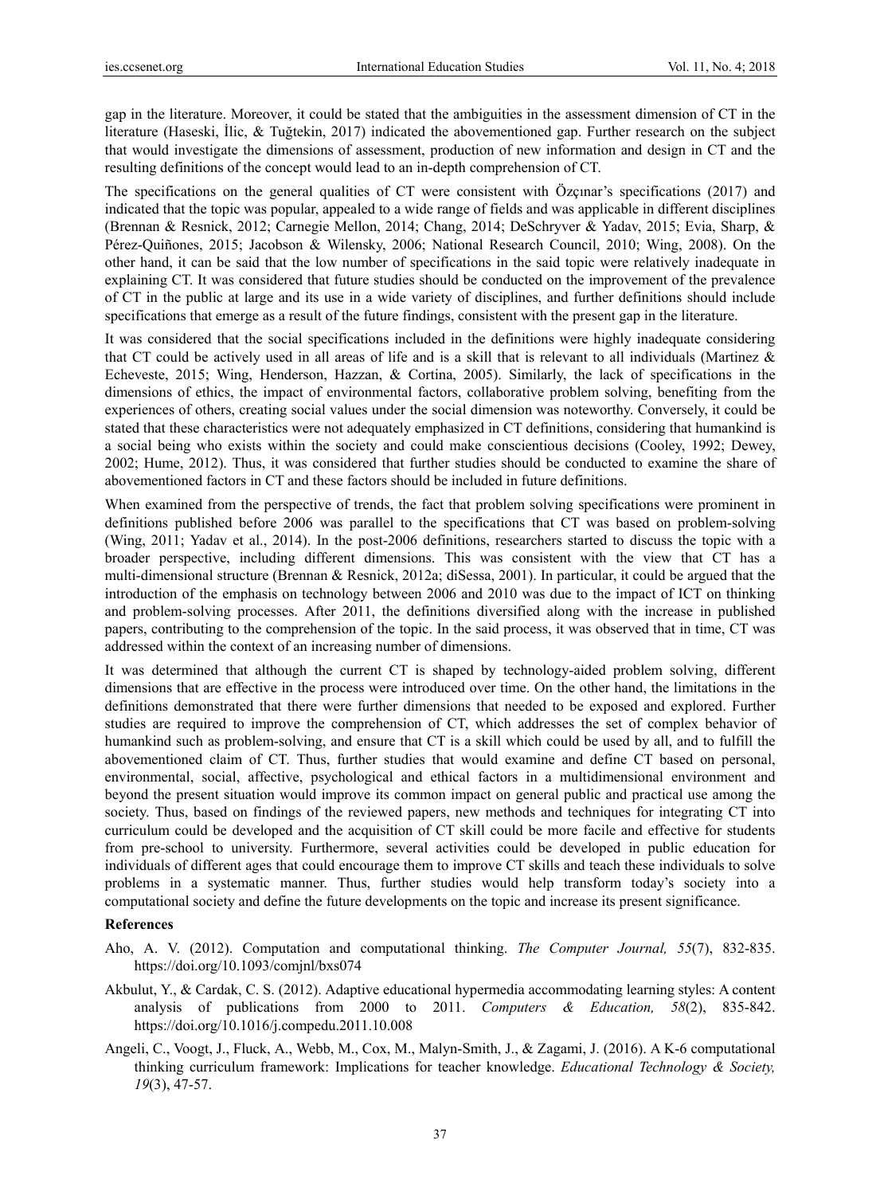gap in the literature. Moreover, it could be stated that the ambiguities in the assessment dimension of CT in the literature (Haseski, İlic, & Tuğtekin, 2017) indicated the abovementioned gap. Further research on the subject that would investigate the dimensions of assessment, production of new information and design in CT and the resulting definitions of the concept would lead to an in-depth comprehension of CT.

The specifications on the general qualities of CT were consistent with Özçınar's specifications (2017) and indicated that the topic was popular, appealed to a wide range of fields and was applicable in different disciplines (Brennan & Resnick, 2012; Carnegie Mellon, 2014; Chang, 2014; DeSchryver & Yadav, 2015; Evia, Sharp, & Pérez-Quiñones, 2015; Jacobson & Wilensky, 2006; National Research Council, 2010; Wing, 2008). On the other hand, it can be said that the low number of specifications in the said topic were relatively inadequate in explaining CT. It was considered that future studies should be conducted on the improvement of the prevalence of CT in the public at large and its use in a wide variety of disciplines, and further definitions should include specifications that emerge as a result of the future findings, consistent with the present gap in the literature.

It was considered that the social specifications included in the definitions were highly inadequate considering that CT could be actively used in all areas of life and is a skill that is relevant to all individuals (Martinez & Echeveste, 2015; Wing, Henderson, Hazzan, & Cortina, 2005). Similarly, the lack of specifications in the dimensions of ethics, the impact of environmental factors, collaborative problem solving, benefiting from the experiences of others, creating social values under the social dimension was noteworthy. Conversely, it could be stated that these characteristics were not adequately emphasized in CT definitions, considering that humankind is a social being who exists within the society and could make conscientious decisions (Cooley, 1992; Dewey, 2002; Hume, 2012). Thus, it was considered that further studies should be conducted to examine the share of abovementioned factors in CT and these factors should be included in future definitions.

When examined from the perspective of trends, the fact that problem solving specifications were prominent in definitions published before 2006 was parallel to the specifications that CT was based on problem-solving (Wing, 2011; Yadav et al., 2014). In the post-2006 definitions, researchers started to discuss the topic with a broader perspective, including different dimensions. This was consistent with the view that CT has a multi-dimensional structure (Brennan & Resnick, 2012a; diSessa, 2001). In particular, it could be argued that the introduction of the emphasis on technology between 2006 and 2010 was due to the impact of ICT on thinking and problem-solving processes. After 2011, the definitions diversified along with the increase in published papers, contributing to the comprehension of the topic. In the said process, it was observed that in time, CT was addressed within the context of an increasing number of dimensions.

It was determined that although the current CT is shaped by technology-aided problem solving, different dimensions that are effective in the process were introduced over time. On the other hand, the limitations in the definitions demonstrated that there were further dimensions that needed to be exposed and explored. Further studies are required to improve the comprehension of CT, which addresses the set of complex behavior of humankind such as problem-solving, and ensure that CT is a skill which could be used by all, and to fulfill the abovementioned claim of CT. Thus, further studies that would examine and define CT based on personal, environmental, social, affective, psychological and ethical factors in a multidimensional environment and beyond the present situation would improve its common impact on general public and practical use among the society. Thus, based on findings of the reviewed papers, new methods and techniques for integrating CT into curriculum could be developed and the acquisition of CT skill could be more facile and effective for students from pre-school to university. Furthermore, several activities could be developed in public education for individuals of different ages that could encourage them to improve CT skills and teach these individuals to solve problems in a systematic manner. Thus, further studies would help transform today's society into a computational society and define the future developments on the topic and increase its present significance.

## References

Aho, A. V. (2012). Computation and computational thinking. *The Computer Journal, 55*(7), 832-835. https://doi.org/10.1093/comjnl/bxs074

Akbulut, Y., & Cardak, C. S. (2012). Adaptive educational hypermedia accommodating learning styles: A content analysis of publications from 2000 to 2011. *Computers & Education, 58*(2), 835-842. https://doi.org/10.1016/j.compedu.2011.10.008

Angeli, C., Voogt, J., Fluck, A., Webb, M., Cox, M., Malyn-Smith, J., & Zagami, J. (2016). A K-6 computational thinking curriculum framework: Implications for teacher knowledge. *Educational Technology & Society, 19*(3), 47-57.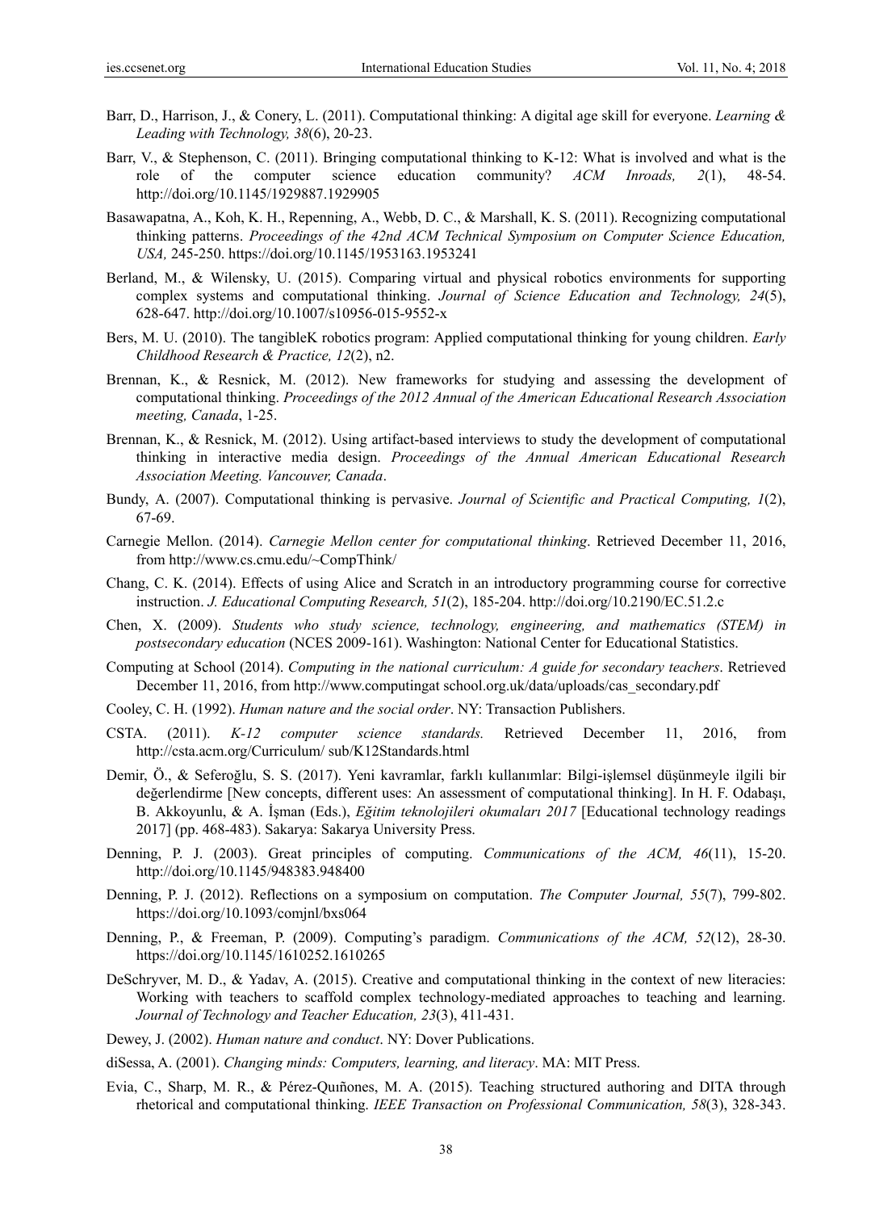Barr, D., Harrison, J., & Conery, L. (2011). Computational thinking: A digital age skill for everyone. *Learning & Leading with Technology, 38*(6), 20-23.

Barr, V., & Stephenson, C. (2011). Bringing computational thinking to K-12: What is involved and what is the role of the computer science education community? *ACM Inroads, 2*(1), 48-54. http://doi.org/10.1145/1929887.1929905

Basawapatna, A., Koh, K. H., Repenning, A., Webb, D. C., & Marshall, K. S. (2011). Recognizing computational thinking patterns. *Proceedings of the 42nd ACM Technical Symposium on Computer Science Education, USA,* 245-250. https://doi.org/10.1145/1953163.1953241

Berland, M., & Wilensky, U. (2015). Comparing virtual and physical robotics environments for supporting complex systems and computational thinking. *Journal of Science Education and Technology, 24*(5), 628-647. http://doi.org/10.1007/s10956-015-9552-x

Bers, M. U. (2010). The tangibleK robotics program: Applied computational thinking for young children. *Early Childhood Research & Practice, 12*(2), n2.

Brennan, K., & Resnick, M. (2012). New frameworks for studying and assessing the development of computational thinking. *Proceedings of the 2012 Annual of the American Educational Research Association meeting, Canada*, 1-25.

Brennan, K., & Resnick, M. (2012). Using artifact-based interviews to study the development of computational thinking in interactive media design. *Proceedings of the Annual American Educational Research Association Meeting. Vancouver, Canada*.

Bundy, A. (2007). Computational thinking is pervasive. *Journal of Scientific and Practical Computing, 1*(2), 67-69.

Carnegie Mellon. (2014). *Carnegie Mellon center for computational thinking*. Retrieved December 11, 2016, from http://www.cs.cmu.edu/~CompThink/

Chang, C. K. (2014). Effects of using Alice and Scratch in an introductory programming course for corrective instruction. *J. Educational Computing Research, 51*(2), 185-204. http://doi.org/10.2190/EC.51.2.c

Chen, X. (2009). *Students who study science, technology, engineering, and mathematics (STEM) in postsecondary education* (NCES 2009-161). Washington: National Center for Educational Statistics.

Computing at School (2014). *Computing in the national curriculum: A guide for secondary teachers*. Retrieved December 11, 2016, from http://www.computingat school.org.uk/data/uploads/cas_secondary.pdf

Cooley, C. H. (1992). *Human nature and the social order*. NY: Transaction Publishers.

CSTA. (2011). *K-12 computer science standards.* Retrieved December 11, 2016, from http://csta.acm.org/Curriculum/ sub/K12Standards.html

Demir, Ö., & Seferoğlu, S. S. (2017). Yeni kavramlar, farklı kullanımlar: Bilgi-işlemsel düşünmeyle ilgili bir değerlendirme [New concepts, different uses: An assessment of computational thinking]. In H. F. Odabaşı, B. Akkoyunlu, & A. İşman (Eds.), *Eğitim teknolojileri okumaları 2017* [Educational technology readings 2017] (pp. 468-483). Sakarya: Sakarya University Press.

Denning, P. J. (2003). Great principles of computing. *Communications of the ACM, 46*(11), 15-20. http://doi.org/10.1145/948383.948400

Denning, P. J. (2012). Reflections on a symposium on computation. *The Computer Journal, 55*(7), 799-802. https://doi.org/10.1093/comjnl/bxs064

Denning, P., & Freeman, P. (2009). Computing's paradigm. *Communications of the ACM, 52*(12), 28-30. https://doi.org/10.1145/1610252.1610265

DeSchryver, M. D., & Yadav, A. (2015). Creative and computational thinking in the context of new literacies: Working with teachers to scaffold complex technology-mediated approaches to teaching and learning. *Journal of Technology and Teacher Education, 23*(3), 411-431.

Dewey, J. (2002). *Human nature and conduct*. NY: Dover Publications.

diSessa, A. (2001). *Changing minds: Computers, learning, and literacy*. MA: MIT Press.

Evia, C., Sharp, M. R., & Pérez-Quiñones, M. A. (2015). Teaching structured authoring and DITA through rhetorical and computational thinking. *IEEE Transaction on Professional Communication, 58*(3), 328-343.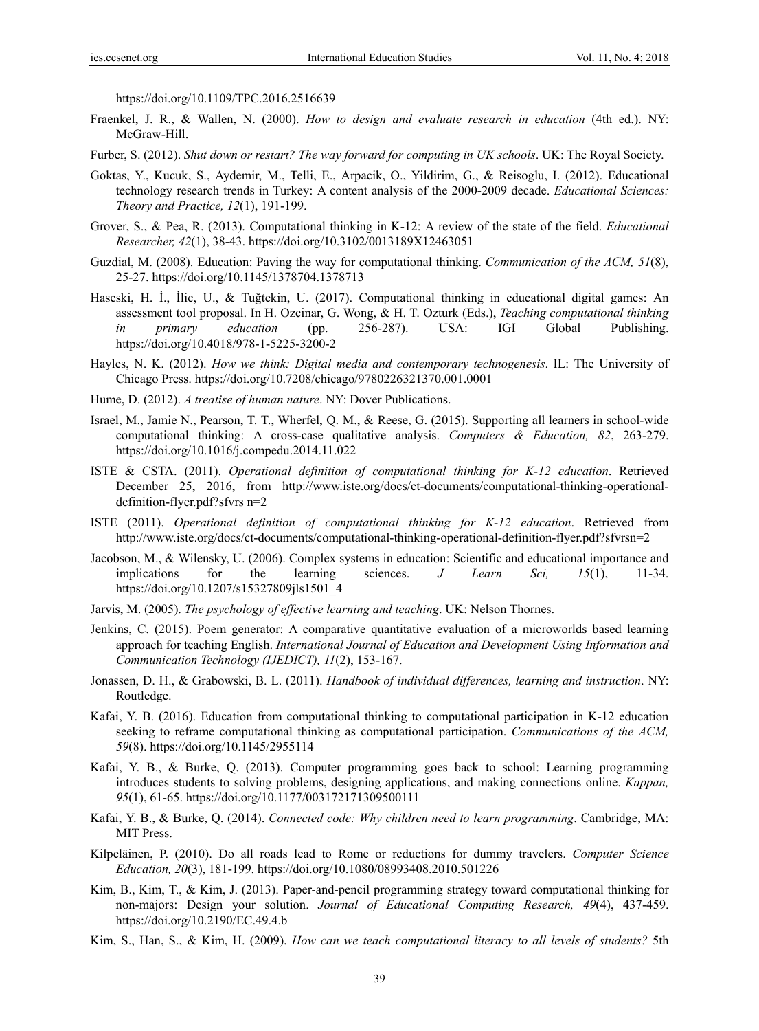https://doi.org/10.1109/TPC.2016.2516639

Fraenkel, J. R., & Wallen, N. (2000). *How to design and evaluate research in education* (4th ed.). NY: McGraw-Hill.

Furber, S. (2012). *Shut down or restart? The way forward for computing in UK schools*. UK: The Royal Society.

Goktas, Y., Kucuk, S., Aydemir, M., Telli, E., Arpacik, O., Yildirim, G., & Reisoglu, I. (2012). Educational technology research trends in Turkey: A content analysis of the 2000-2009 decade. *Educational Sciences: Theory and Practice, 12*(1), 191-199.

Grover, S., & Pea, R. (2013). Computational thinking in K-12: A review of the state of the field. *Educational Researcher, 42*(1), 38-43. https://doi.org/10.3102/0013189X12463051

Guzdial, M. (2008). Education: Paving the way for computational thinking. *Communication of the ACM, 51*(8), 25-27. https://doi.org/10.1145/1378704.1378713

Haseski, H. İ., İlic, U., & Tuğtekin, U. (2017). Computational thinking in educational digital games: An assessment tool proposal. In H. Ozcinar, G. Wong, & H. T. Ozturk (Eds.), *Teaching computational thinking in primary education* (pp. 256-287). USA: IGI Global Publishing. https://doi.org/10.4018/978-1-5225-3200-2

Hayles, N. K. (2012). *How we think: Digital media and contemporary technogenesis*. IL: The University of Chicago Press. https://doi.org/10.7208/chicago/9780226321370.001.0001

Hume, D. (2012). *A treatise of human nature*. NY: Dover Publications.

Israel, M., Jamie N., Pearson, T. T., Wherfel, Q. M., & Reese, G. (2015). Supporting all learners in school-wide computational thinking: A cross-case qualitative analysis. *Computers & Education, 82*, 263-279. https://doi.org/10.1016/j.compedu.2014.11.022

ISTE & CSTA. (2011). *Operational definition of computational thinking for K-12 education*. Retrieved December 25, 2016, from http://www.iste.org/docs/ct-documents/computational-thinking-operational-definition-flyer.pdf?sfvrs n=2

ISTE (2011). *Operational definition of computational thinking for K-12 education*. Retrieved from http://www.iste.org/docs/ct-documents/computational-thinking-operational-definition-flyer.pdf?sfvrsn=2

Jacobson, M., & Wilensky, U. (2006). Complex systems in education: Scientific and educational importance and implications for the learning sciences. *J Learn Sci, 15*(1), 11-34. https://doi.org/10.1207/s15327809jls1501_4

Jarvis, M. (2005). *The psychology of effective learning and teaching*. UK: Nelson Thornes.

Jenkins, C. (2015). Poem generator: A comparative quantitative evaluation of a microworlds based learning approach for teaching English. *International Journal of Education and Development Using Information and Communication Technology (IJEDICT), 11*(2), 153-167.

Jonassen, D. H., & Grabowski, B. L. (2011). *Handbook of individual differences, learning and instruction*. NY: Routledge.

Kafai, Y. B. (2016). Education from computational thinking to computational participation in K-12 education seeking to reframe computational thinking as computational participation. *Communications of the ACM, 59*(8). https://doi.org/10.1145/2955114

Kafai, Y. B., & Burke, Q. (2013). Computer programming goes back to school: Learning programming introduces students to solving problems, designing applications, and making connections online. *Kappan, 95*(1), 61-65. https://doi.org/10.1177/003172171309500111

Kafai, Y. B., & Burke, Q. (2014). *Connected code: Why children need to learn programming*. Cambridge, MA: MIT Press.

Kilpeläinen, P. (2010). Do all roads lead to Rome or reductions for dummy travelers. *Computer Science Education, 20*(3), 181-199. https://doi.org/10.1080/08993408.2010.501226

Kim, B., Kim, T., & Kim, J. (2013). Paper-and-pencil programming strategy toward computational thinking for non-majors: Design your solution. *Journal of Educational Computing Research, 49*(4), 437-459. https://doi.org/10.2190/EC.49.4.b

Kim, S., Han, S., & Kim, H. (2009). *How can we teach computational literacy to all levels of students?* 5th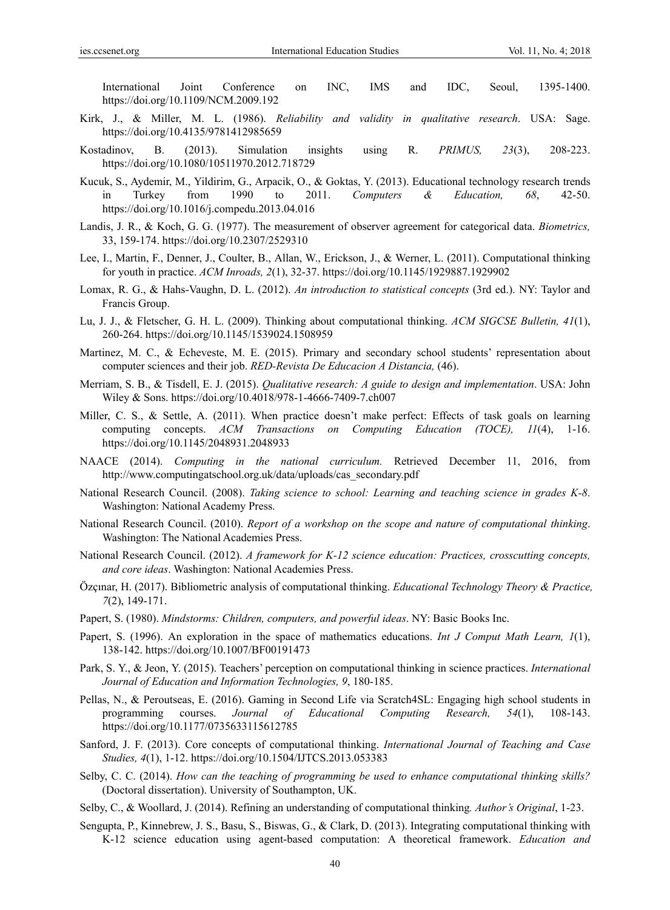International Joint Conference on INC, IMS and IDC, Seoul, 1395-1400. https://doi.org/10.1109/NCM.2009.192

Kirk, J., & Miller, M. L. (1986). *Reliability and validity in qualitative research*. USA: Sage. https://doi.org/10.4135/9781412985659

Kostadinov, B. (2013). Simulation insights using R. *PRIMUS, 23*(3), 208-223. https://doi.org/10.1080/10511970.2012.718729

Kucuk, S., Aydemir, M., Yildirim, G., Arpacik, O., & Goktas, Y. (2013). Educational technology research trends in Turkey from 1990 to 2011. *Computers & Education, 68*, 42-50. https://doi.org/10.1016/j.compedu.2013.04.016

Landis, J. R., & Koch, G. G. (1977). The measurement of observer agreement for categorical data. *Biometrics,* 33, 159-174. https://doi.org/10.2307/2529310

Lee, I., Martin, F., Denner, J., Coulter, B., Allan, W., Erickson, J., & Werner, L. (2011). Computational thinking for youth in practice. *ACM Inroads, 2*(1), 32-37. https://doi.org/10.1145/1929887.1929902

Lomax, R. G., & Hahs-Vaughn, D. L. (2012). *An introduction to statistical concepts* (3rd ed.). NY: Taylor and Francis Group.

Lu, J. J., & Fletscher, G. H. L. (2009). Thinking about computational thinking. *ACM SIGCSE Bulletin, 41*(1), 260-264. https://doi.org/10.1145/1539024.1508959

Martinez, M. C., & Echeveste, M. E. (2015). Primary and secondary school students' representation about computer sciences and their job. *RED-Revista De Educacion A Distancia,* (46).

Merriam, S. B., & Tisdell, E. J. (2015). *Qualitative research: A guide to design and implementation*. USA: John Wiley & Sons. https://doi.org/10.4018/978-1-4666-7409-7.ch007

Miller, C. S., & Settle, A. (2011). When practice doesn't make perfect: Effects of task goals on learning computing concepts. *ACM Transactions on Computing Education (TOCE), 11*(4), 1-16. https://doi.org/10.1145/2048931.2048933

NAACE (2014). *Computing in the national curriculum.* Retrieved December 11, 2016, from http://www.computingatschool.org.uk/data/uploads/cas_secondary.pdf

National Research Council. (2008). *Taking science to school: Learning and teaching science in grades K-8*. Washington: National Academy Press.

National Research Council. (2010). *Report of a workshop on the scope and nature of computational thinking*. Washington: The National Academies Press.

National Research Council. (2012). *A framework for K-12 science education: Practices, crosscutting concepts, and core ideas*. Washington: National Academies Press.

Özçınar, H. (2017). Bibliometric analysis of computational thinking. *Educational Technology Theory & Practice, 7*(2), 149-171.

Papert, S. (1980). *Mindstorms: Children, computers, and powerful ideas*. NY: Basic Books Inc.

Papert, S. (1996). An exploration in the space of mathematics educations. *Int J Comput Math Learn, 1*(1), 138-142. https://doi.org/10.1007/BF00191473

Park, S. Y., & Jeon, Y. (2015). Teachers' perception on computational thinking in science practices. *International Journal of Education and Information Technologies, 9*, 180-185.

Pellas, N., & Peroutseas, E. (2016). Gaming in Second Life via Scratch4SL: Engaging high school students in programming courses. *Journal of Educational Computing Research, 54*(1), 108-143. https://doi.org/10.1177/0735633115612785

Sanford, J. F. (2013). Core concepts of computational thinking. *International Journal of Teaching and Case Studies, 4*(1), 1-12. https://doi.org/10.1504/IJTCS.2013.053383

Selby, C. C. (2014). *How can the teaching of programming be used to enhance computational thinking skills?* (Doctoral dissertation). University of Southampton, UK.

Selby, C., & Woollard, J. (2014). Refining an understanding of computational thinking*. Author's Original*, 1-23.

Sengupta, P., Kinnebrew, J. S., Basu, S., Biswas, G., & Clark, D. (2013). Integrating computational thinking with K-12 science education using agent-based computation: A theoretical framework. *Education and*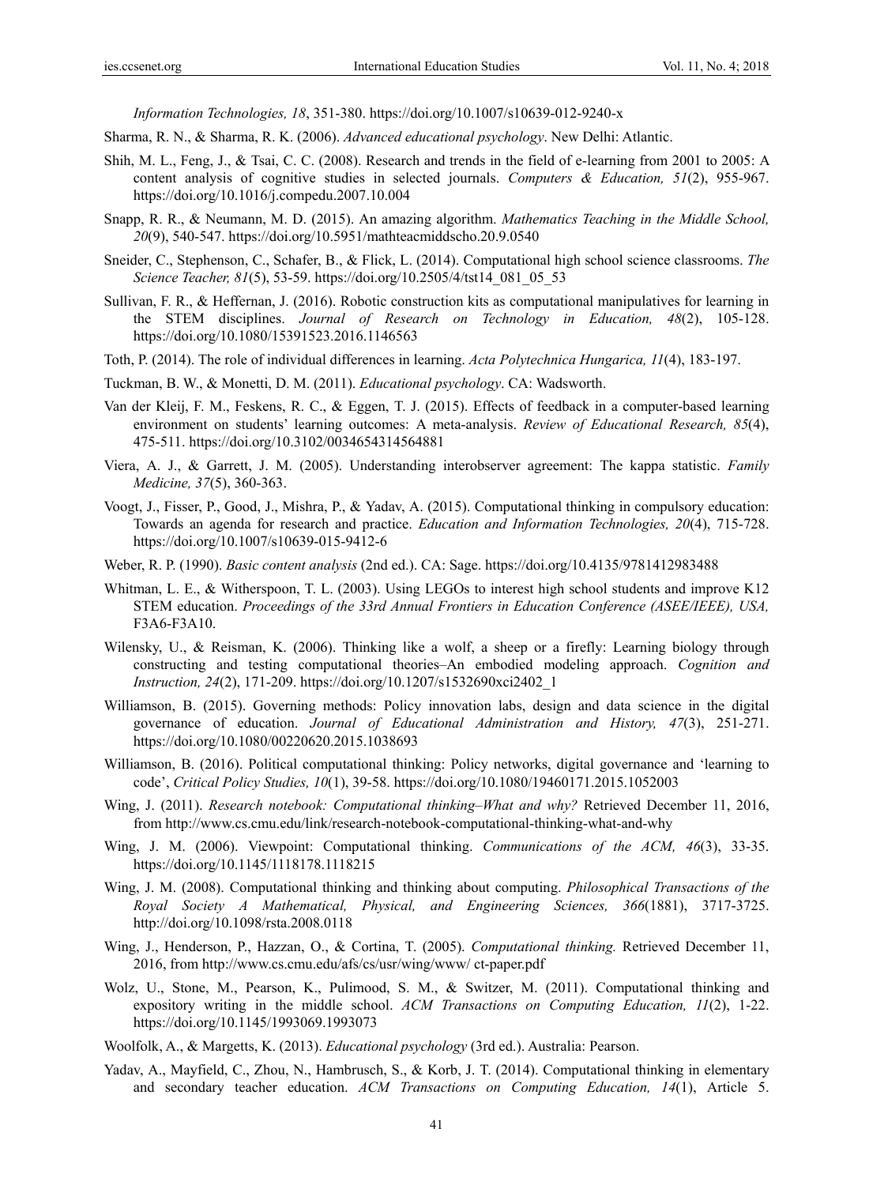*Information Technologies, 18*, 351-380. https://doi.org/10.1007/s10639-012-9240-x

Sharma, R. N., & Sharma, R. K. (2006). *Advanced educational psychology*. New Delhi: Atlantic.

Shih, M. L., Feng, J., & Tsai, C. C. (2008). Research and trends in the field of e-learning from 2001 to 2005: A content analysis of cognitive studies in selected journals. *Computers & Education, 51*(2), 955-967. https://doi.org/10.1016/j.compedu.2007.10.004

Snapp, R. R., & Neumann, M. D. (2015). An amazing algorithm. *Mathematics Teaching in the Middle School, 20*(9), 540-547. https://doi.org/10.5951/mathteacmiddscho.20.9.0540

Sneider, C., Stephenson, C., Schafer, B., & Flick, L. (2014). Computational high school science classrooms. *The Science Teacher, 81*(5), 53-59. https://doi.org/10.2505/4/tst14_081_05_53

Sullivan, F. R., & Heffernan, J. (2016). Robotic construction kits as computational manipulatives for learning in the STEM disciplines. *Journal of Research on Technology in Education, 48*(2), 105-128. https://doi.org/10.1080/15391523.2016.1146563

Toth, P. (2014). The role of individual differences in learning. *Acta Polytechnica Hungarica, 11*(4), 183-197.

Tuckman, B. W., & Monetti, D. M. (2011). *Educational psychology*. CA: Wadsworth.

Van der Kleij, F. M., Feskens, R. C., & Eggen, T. J. (2015). Effects of feedback in a computer-based learning environment on students' learning outcomes: A meta-analysis. *Review of Educational Research, 85*(4), 475-511. https://doi.org/10.3102/0034654314564881

Viera, A. J., & Garrett, J. M. (2005). Understanding interobserver agreement: The kappa statistic. *Family Medicine, 37*(5), 360-363.

Voogt, J., Fisser, P., Good, J., Mishra, P., & Yadav, A. (2015). Computational thinking in compulsory education: Towards an agenda for research and practice. *Education and Information Technologies, 20*(4), 715-728. https://doi.org/10.1007/s10639-015-9412-6

Weber, R. P. (1990). *Basic content analysis* (2nd ed.). CA: Sage. https://doi.org/10.4135/9781412983488

Whitman, L. E., & Witherspoon, T. L. (2003). Using LEGOs to interest high school students and improve K12 STEM education. *Proceedings of the 33rd Annual Frontiers in Education Conference (ASEE/IEEE), USA,* F3A6-F3A10.

Wilensky, U., & Reisman, K. (2006). Thinking like a wolf, a sheep or a firefly: Learning biology through constructing and testing computational theories–An embodied modeling approach. *Cognition and Instruction, 24*(2), 171-209. https://doi.org/10.1207/s1532690xci2402_1

Williamson, B. (2015). Governing methods: Policy innovation labs, design and data science in the digital governance of education. *Journal of Educational Administration and History, 47*(3), 251-271. https://doi.org/10.1080/00220620.2015.1038693

Williamson, B. (2016). Political computational thinking: Policy networks, digital governance and 'learning to code', *Critical Policy Studies, 10*(1), 39-58. https://doi.org/10.1080/19460171.2015.1052003

Wing, J. (2011). *Research notebook: Computational thinking–What and why?* Retrieved December 11, 2016, from http://www.cs.cmu.edu/link/research-notebook-computational-thinking-what-and-why

Wing, J. M. (2006). Viewpoint: Computational thinking. *Communications of the ACM, 46*(3), 33-35. https://doi.org/10.1145/1118178.1118215

Wing, J. M. (2008). Computational thinking and thinking about computing. *Philosophical Transactions of the Royal Society A Mathematical, Physical, and Engineering Sciences, 366*(1881), 3717-3725. http://doi.org/10.1098/rsta.2008.0118

Wing, J., Henderson, P., Hazzan, O., & Cortina, T. (2005). *Computational thinking.* Retrieved December 11, 2016, from http://www.cs.cmu.edu/afs/cs/usr/wing/www/ ct-paper.pdf

Wolz, U., Stone, M., Pearson, K., Pulimood, S. M., & Switzer, M. (2011). Computational thinking and expository writing in the middle school. *ACM Transactions on Computing Education, 11*(2), 1-22. https://doi.org/10.1145/1993069.1993073

Woolfolk, A., & Margetts, K. (2013). *Educational psychology* (3rd ed.). Australia: Pearson.

Yadav, A., Mayfield, C., Zhou, N., Hambrusch, S., & Korb, J. T. (2014). Computational thinking in elementary and secondary teacher education. *ACM Transactions on Computing Education, 14*(1), Article 5.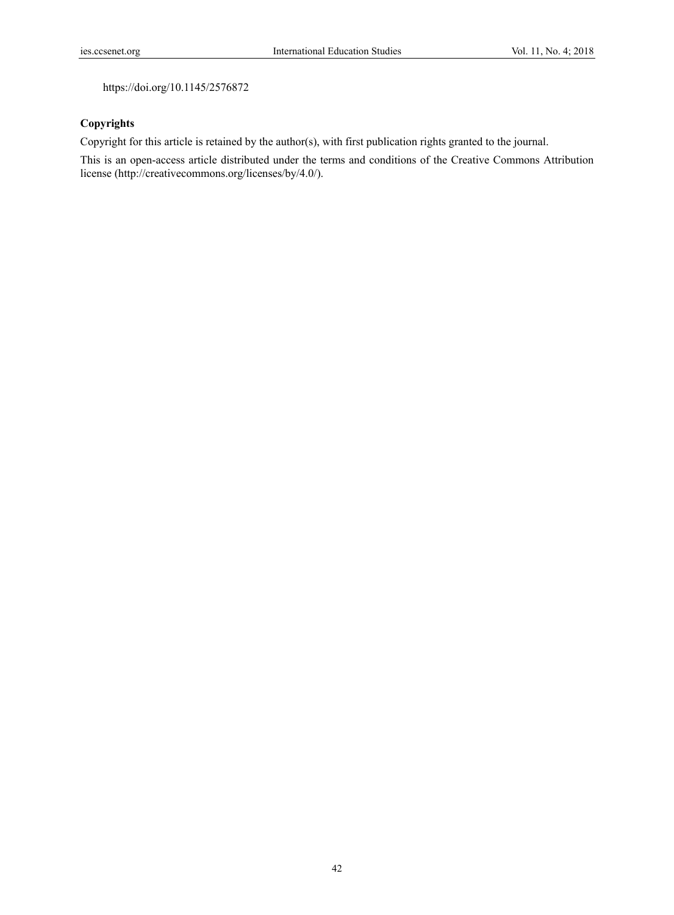https://doi.org/10.1145/2576872

**Copyrights**

Copyright for this article is retained by the author(s), with first publication rights granted to the journal.

This is an open-access article distributed under the terms and conditions of the Creative Commons Attribution license (http://creativecommons.org/licenses/by/4.0/).